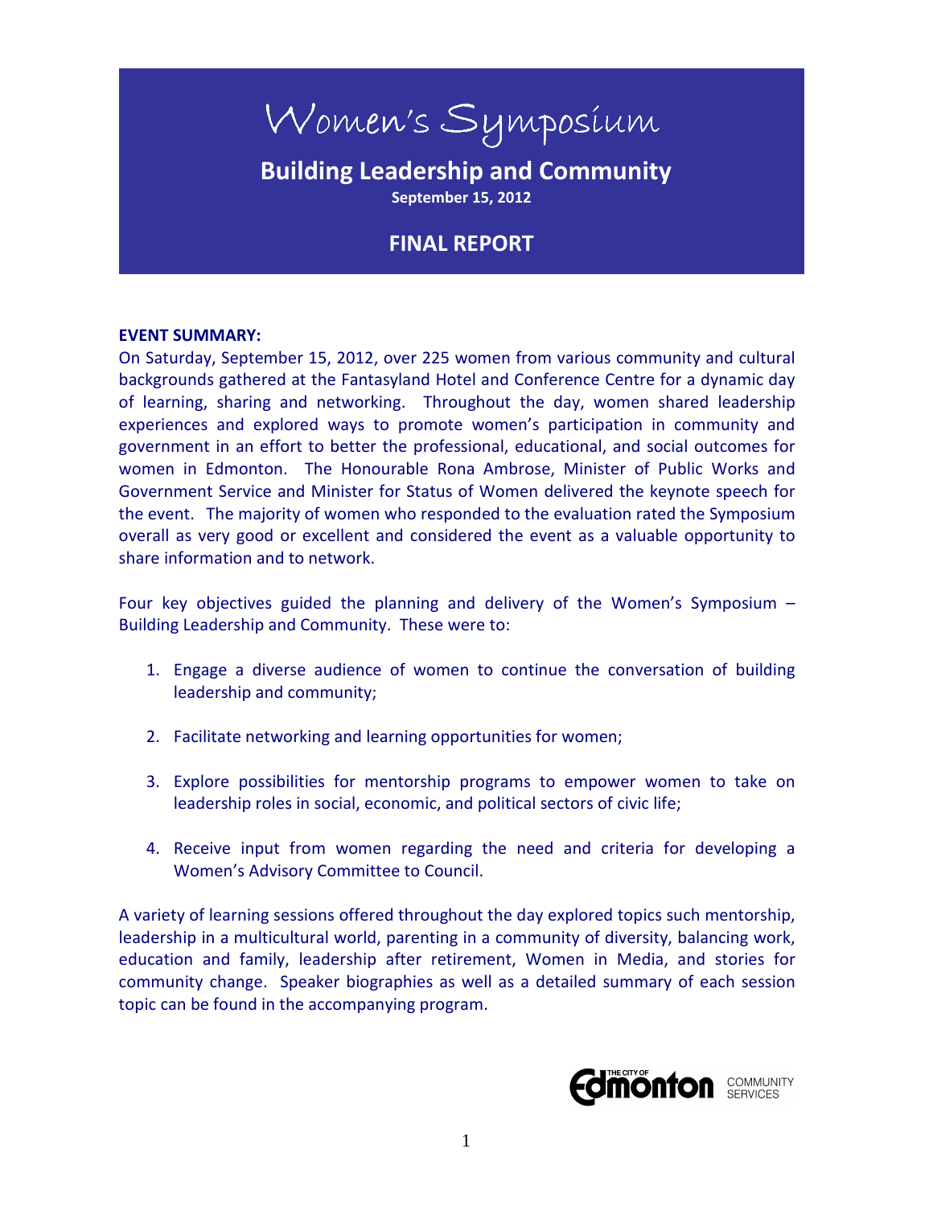# Women's Symposium

## Building Leadership and Community

**September 15, 2012**

## FINAL REPORT

**EVENT SUMMARY:**

On Saturday, September 15, 2012, over 225 women from various community and cultural backgrounds gathered at the Fantasyland Hotel and Conference Centre for a dynamic day of learning, sharing and networking. Throughout the day, women shared leadership experiences and explored ways to promote women's participation in community and government in an effort to better the professional, educational, and social outcomes for women in Edmonton. The Honourable Rona Ambrose, Minister of Public Works and Government Service and Minister for Status of Women delivered the keynote speech for the event. The majority of women who responded to the evaluation rated the Symposium overall as very good or excellent and considered the event as a valuable opportunity to share information and to network.

Four key objectives guided the planning and delivery of the Women's Symposium – Building Leadership and Community. These were to:

1. Engage a diverse audience of women to continue the conversation of building leadership and community;
2. Facilitate networking and learning opportunities for women;
3. Explore possibilities for mentorship programs to empower women to take on leadership roles in social, economic, and political sectors of civic life;
4. Receive input from women regarding the need and criteria for developing a Women's Advisory Committee to Council.

A variety of learning sessions offered throughout the day explored topics such mentorship, leadership in a multicultural world, parenting in a community of diversity, balancing work, education and family, leadership after retirement, Women in Media, and stories for community change. Speaker biographies as well as a detailed summary of each session topic can be found in the accompanying program.

The City of Edmonton Community Services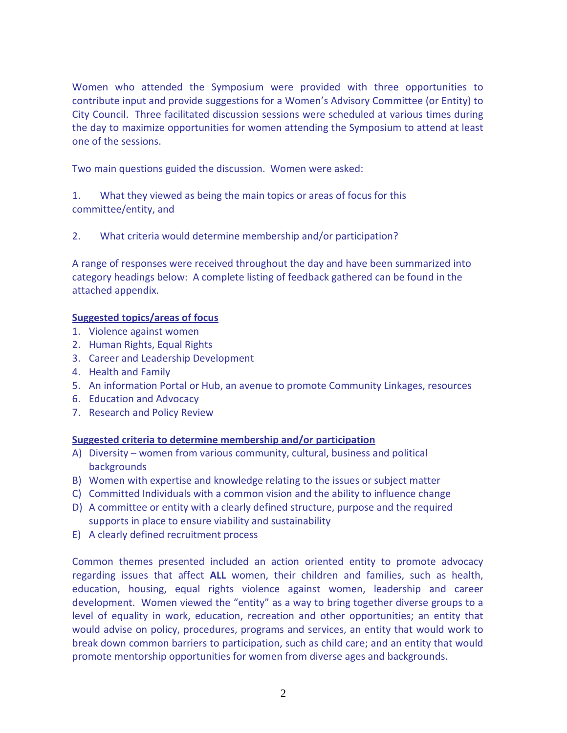Women who attended the Symposium were provided with three opportunities to contribute input and provide suggestions for a Women's Advisory Committee (or Entity) to City Council. Three facilitated discussion sessions were scheduled at various times during the day to maximize opportunities for women attending the Symposium to attend at least one of the sessions.

Two main questions guided the discussion. Women were asked:

1. What they viewed as being the main topics or areas of focus for this committee/entity, and

2. What criteria would determine membership and/or participation?

A range of responses were received throughout the day and have been summarized into category headings below: A complete listing of feedback gathered can be found in the attached appendix.

**Suggested topics/areas of focus**

1. Violence against women
2. Human Rights, Equal Rights
3. Career and Leadership Development
4. Health and Family
5. An information Portal or Hub, an avenue to promote Community Linkages, resources
6. Education and Advocacy
7. Research and Policy Review

**Suggested criteria to determine membership and/or participation**

A) Diversity – women from various community, cultural, business and political backgrounds
B) Women with expertise and knowledge relating to the issues or subject matter
C) Committed Individuals with a common vision and the ability to influence change
D) A committee or entity with a clearly defined structure, purpose and the required supports in place to ensure viability and sustainability
E) A clearly defined recruitment process

Common themes presented included an action oriented entity to promote advocacy regarding issues that affect **ALL** women, their children and families, such as health, education, housing, equal rights violence against women, leadership and career development. Women viewed the "entity" as a way to bring together diverse groups to a level of equality in work, education, recreation and other opportunities; an entity that would advise on policy, procedures, programs and services, an entity that would work to break down common barriers to participation, such as child care; and an entity that would promote mentorship opportunities for women from diverse ages and backgrounds.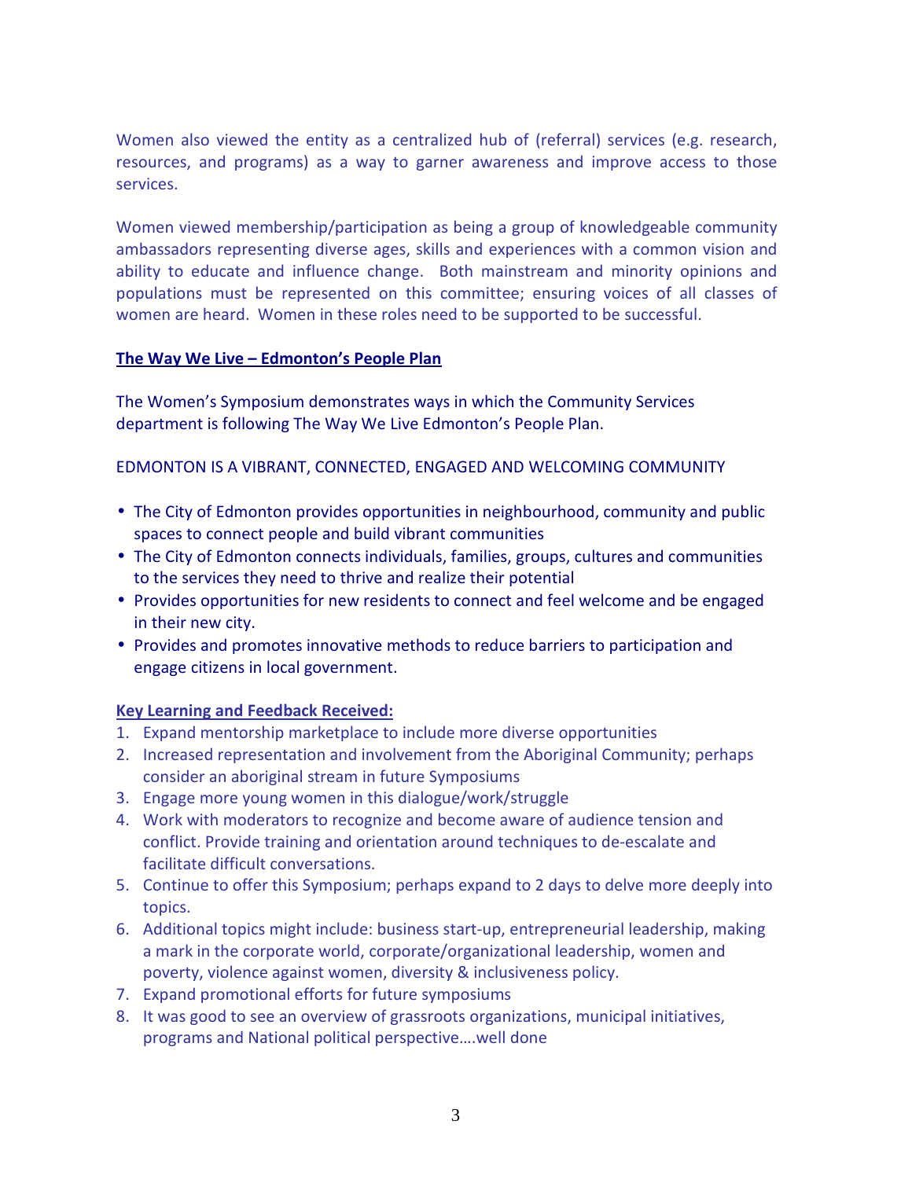Women also viewed the entity as a centralized hub of (referral) services (e.g. research, resources, and programs) as a way to garner awareness and improve access to those services.

Women viewed membership/participation as being a group of knowledgeable community ambassadors representing diverse ages, skills and experiences with a common vision and ability to educate and influence change. Both mainstream and minority opinions and populations must be represented on this committee; ensuring voices of all classes of women are heard. Women in these roles need to be supported to be successful.

**The Way We Live – Edmonton's People Plan**

The Women's Symposium demonstrates ways in which the Community Services department is following The Way We Live Edmonton's People Plan.

EDMONTON IS A VIBRANT, CONNECTED, ENGAGED AND WELCOMING COMMUNITY

- The City of Edmonton provides opportunities in neighbourhood, community and public spaces to connect people and build vibrant communities
- The City of Edmonton connects individuals, families, groups, cultures and communities to the services they need to thrive and realize their potential
- Provides opportunities for new residents to connect and feel welcome and be engaged in their new city.
- Provides and promotes innovative methods to reduce barriers to participation and engage citizens in local government.

**Key Learning and Feedback Received:**

1. Expand mentorship marketplace to include more diverse opportunities
2. Increased representation and involvement from the Aboriginal Community; perhaps consider an aboriginal stream in future Symposiums
3. Engage more young women in this dialogue/work/struggle
4. Work with moderators to recognize and become aware of audience tension and conflict. Provide training and orientation around techniques to de-escalate and facilitate difficult conversations.
5. Continue to offer this Symposium; perhaps expand to 2 days to delve more deeply into topics.
6. Additional topics might include: business start-up, entrepreneurial leadership, making a mark in the corporate world, corporate/organizational leadership, women and poverty, violence against women, diversity & inclusiveness policy.
7. Expand promotional efforts for future symposiums
8. It was good to see an overview of grassroots organizations, municipal initiatives, programs and National political perspective….well done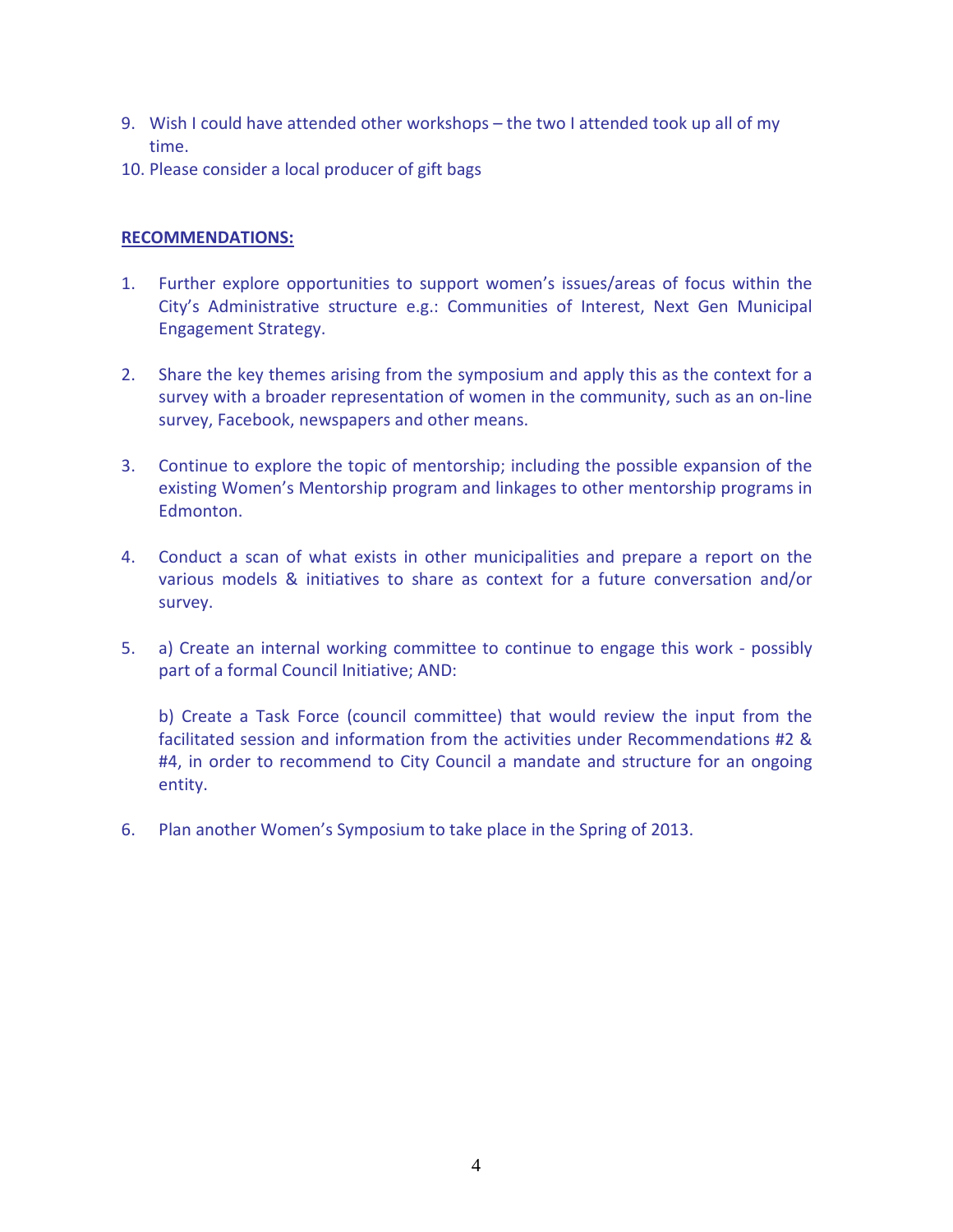9. Wish I could have attended other workshops – the two I attended took up all of my time.
10. Please consider a local producer of gift bags

**RECOMMENDATIONS:**

1. Further explore opportunities to support women's issues/areas of focus within the City's Administrative structure e.g.: Communities of Interest, Next Gen Municipal Engagement Strategy.

2. Share the key themes arising from the symposium and apply this as the context for a survey with a broader representation of women in the community, such as an on-line survey, Facebook, newspapers and other means.

3. Continue to explore the topic of mentorship; including the possible expansion of the existing Women's Mentorship program and linkages to other mentorship programs in Edmonton.

4. Conduct a scan of what exists in other municipalities and prepare a report on the various models & initiatives to share as context for a future conversation and/or survey.

5. a) Create an internal working committee to continue to engage this work - possibly part of a formal Council Initiative; AND:

   b) Create a Task Force (council committee) that would review the input from the facilitated session and information from the activities under Recommendations #2 & #4, in order to recommend to City Council a mandate and structure for an ongoing entity.

6. Plan another Women's Symposium to take place in the Spring of 2013.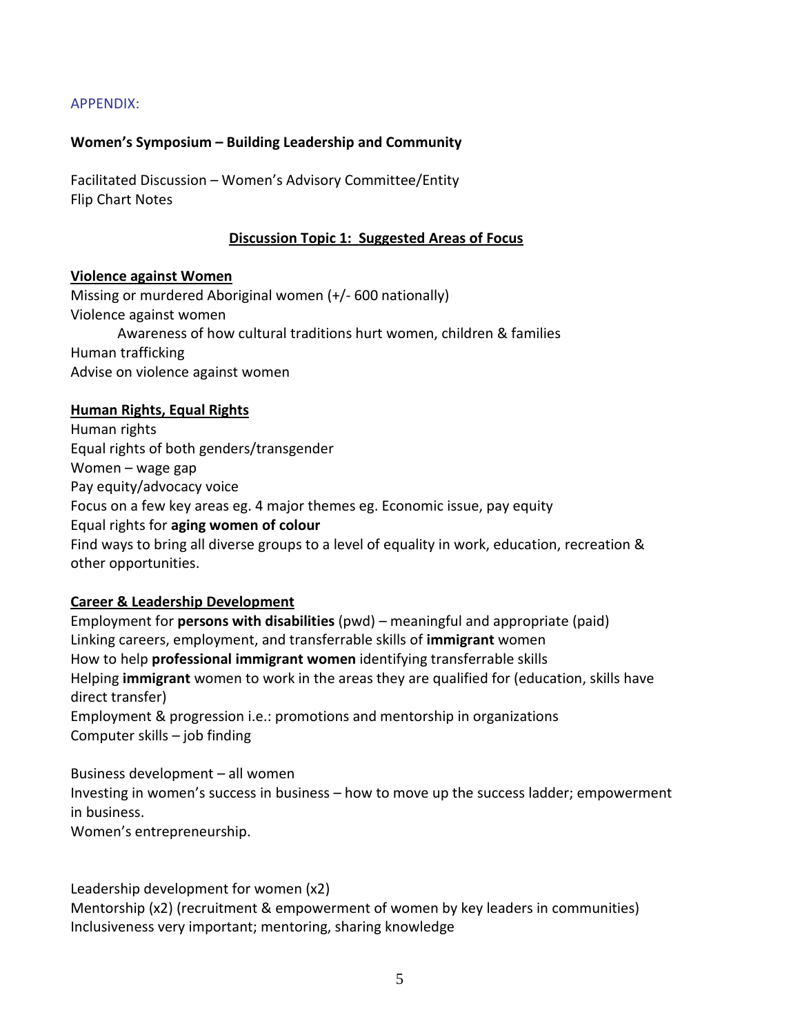APPENDIX:

**Women's Symposium – Building Leadership and Community**

Facilitated Discussion – Women's Advisory Committee/Entity
Flip Chart Notes

## Discussion Topic 1: Suggested Areas of Focus

**Violence against Women**

Missing or murdered Aboriginal women (+/- 600 nationally)
Violence against women
    Awareness of how cultural traditions hurt women, children & families
Human trafficking
Advise on violence against women

**Human Rights, Equal Rights**

Human rights
Equal rights of both genders/transgender
Women – wage gap
Pay equity/advocacy voice
Focus on a few key areas eg. 4 major themes eg. Economic issue, pay equity
Equal rights for **aging women of colour**
Find ways to bring all diverse groups to a level of equality in work, education, recreation & other opportunities.

**Career & Leadership Development**

Employment for **persons with disabilities** (pwd) – meaningful and appropriate (paid)
Linking careers, employment, and transferrable skills of **immigrant** women
How to help **professional immigrant women** identifying transferrable skills
Helping **immigrant** women to work in the areas they are qualified for (education, skills have direct transfer)
Employment & progression i.e.: promotions and mentorship in organizations
Computer skills – job finding

Business development – all women
Investing in women's success in business – how to move up the success ladder; empowerment in business.
Women's entrepreneurship.

Leadership development for women (x2)
Mentorship (x2) (recruitment & empowerment of women by key leaders in communities)
Inclusiveness very important; mentoring, sharing knowledge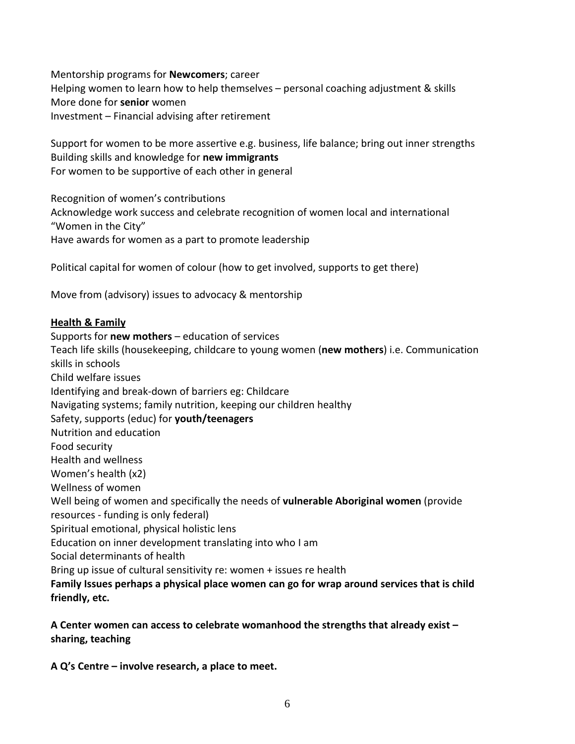Mentorship programs for **Newcomers**; career
Helping women to learn how to help themselves – personal coaching adjustment & skills
More done for **senior** women
Investment – Financial advising after retirement

Support for women to be more assertive e.g. business, life balance; bring out inner strengths
Building skills and knowledge for **new immigrants**
For women to be supportive of each other in general

Recognition of women's contributions
Acknowledge work success and celebrate recognition of women local and international
"Women in the City"
Have awards for women as a part to promote leadership

Political capital for women of colour (how to get involved, supports to get there)

Move from (advisory) issues to advocacy & mentorship

**Health & Family**

Supports for **new mothers** – education of services
Teach life skills (housekeeping, childcare to young women (**new mothers**) i.e. Communication skills in schools
Child welfare issues
Identifying and break-down of barriers eg: Childcare
Navigating systems; family nutrition, keeping our children healthy
Safety, supports (educ) for **youth/teenagers**
Nutrition and education
Food security
Health and wellness
Women's health (x2)
Wellness of women
Well being of women and specifically the needs of **vulnerable Aboriginal women** (provide resources - funding is only federal)
Spiritual emotional, physical holistic lens
Education on inner development translating into who I am
Social determinants of health
Bring up issue of cultural sensitivity re: women + issues re health
**Family Issues perhaps a physical place women can go for wrap around services that is child friendly, etc.**

**A Center women can access to celebrate womanhood the strengths that already exist – sharing, teaching**

**A Q's Centre – involve research, a place to meet.**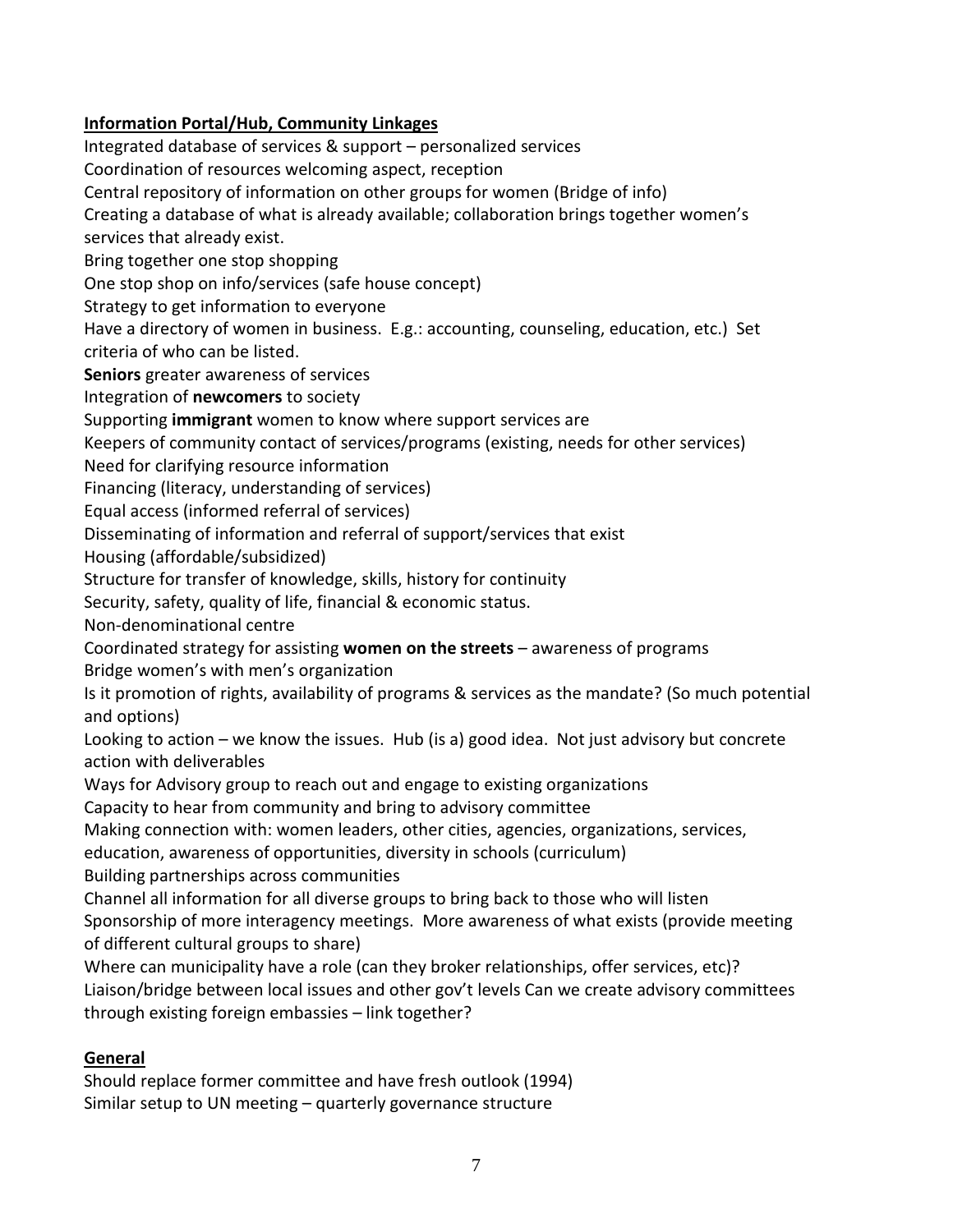**Information Portal/Hub, Community Linkages**

Integrated database of services & support – personalized services
Coordination of resources welcoming aspect, reception
Central repository of information on other groups for women (Bridge of info)
Creating a database of what is already available; collaboration brings together women's services that already exist.
Bring together one stop shopping
One stop shop on info/services (safe house concept)
Strategy to get information to everyone
Have a directory of women in business. E.g.: accounting, counseling, education, etc.) Set criteria of who can be listed.
**Seniors** greater awareness of services
Integration of **newcomers** to society
Supporting **immigrant** women to know where support services are
Keepers of community contact of services/programs (existing, needs for other services)
Need for clarifying resource information
Financing (literacy, understanding of services)
Equal access (informed referral of services)
Disseminating of information and referral of support/services that exist
Housing (affordable/subsidized)
Structure for transfer of knowledge, skills, history for continuity
Security, safety, quality of life, financial & economic status.
Non-denominational centre
Coordinated strategy for assisting **women on the streets** – awareness of programs
Bridge women's with men's organization
Is it promotion of rights, availability of programs & services as the mandate? (So much potential and options)
Looking to action – we know the issues. Hub (is a) good idea. Not just advisory but concrete action with deliverables
Ways for Advisory group to reach out and engage to existing organizations
Capacity to hear from community and bring to advisory committee
Making connection with: women leaders, other cities, agencies, organizations, services, education, awareness of opportunities, diversity in schools (curriculum)
Building partnerships across communities
Channel all information for all diverse groups to bring back to those who will listen
Sponsorship of more interagency meetings. More awareness of what exists (provide meeting of different cultural groups to share)
Where can municipality have a role (can they broker relationships, offer services, etc)?
Liaison/bridge between local issues and other gov't levels Can we create advisory committees through existing foreign embassies – link together?

**General**

Should replace former committee and have fresh outlook (1994)
Similar setup to UN meeting – quarterly governance structure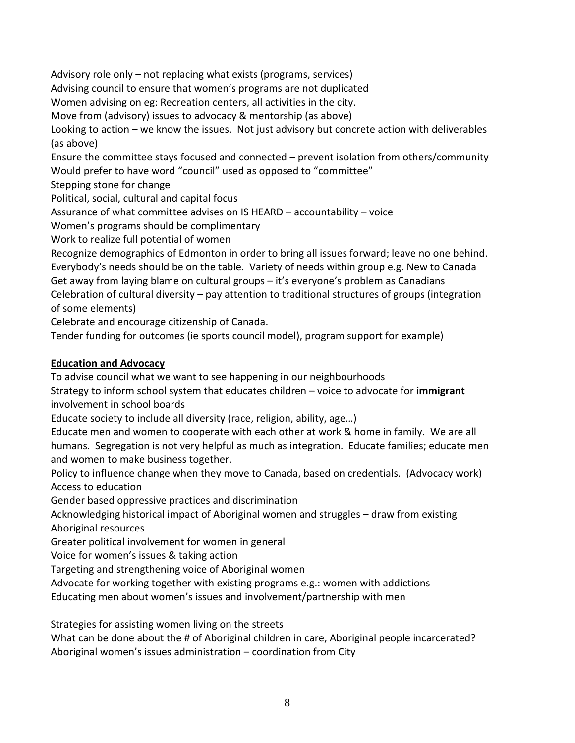Advisory role only – not replacing what exists (programs, services)

Advising council to ensure that women's programs are not duplicated

Women advising on eg: Recreation centers, all activities in the city.

Move from (advisory) issues to advocacy & mentorship (as above)

Looking to action – we know the issues. Not just advisory but concrete action with deliverables (as above)

Ensure the committee stays focused and connected – prevent isolation from others/community

Would prefer to have word "council" used as opposed to "committee"

Stepping stone for change

Political, social, cultural and capital focus

Assurance of what committee advises on IS HEARD – accountability – voice

Women's programs should be complimentary

Work to realize full potential of women

Recognize demographics of Edmonton in order to bring all issues forward; leave no one behind.

Everybody's needs should be on the table. Variety of needs within group e.g. New to Canada

Get away from laying blame on cultural groups – it's everyone's problem as Canadians

Celebration of cultural diversity – pay attention to traditional structures of groups (integration of some elements)

Celebrate and encourage citizenship of Canada.

Tender funding for outcomes (ie sports council model), program support for example)

**Education and Advocacy**

To advise council what we want to see happening in our neighbourhoods

Strategy to inform school system that educates children – voice to advocate for **immigrant** involvement in school boards

Educate society to include all diversity (race, religion, ability, age…)

Educate men and women to cooperate with each other at work & home in family. We are all humans. Segregation is not very helpful as much as integration. Educate families; educate men and women to make business together.

Policy to influence change when they move to Canada, based on credentials. (Advocacy work)

Access to education

Gender based oppressive practices and discrimination

Acknowledging historical impact of Aboriginal women and struggles – draw from existing Aboriginal resources

Greater political involvement for women in general

Voice for women's issues & taking action

Targeting and strengthening voice of Aboriginal women

Advocate for working together with existing programs e.g.: women with addictions

Educating men about women's issues and involvement/partnership with men

Strategies for assisting women living on the streets

What can be done about the # of Aboriginal children in care, Aboriginal people incarcerated?

Aboriginal women's issues administration – coordination from City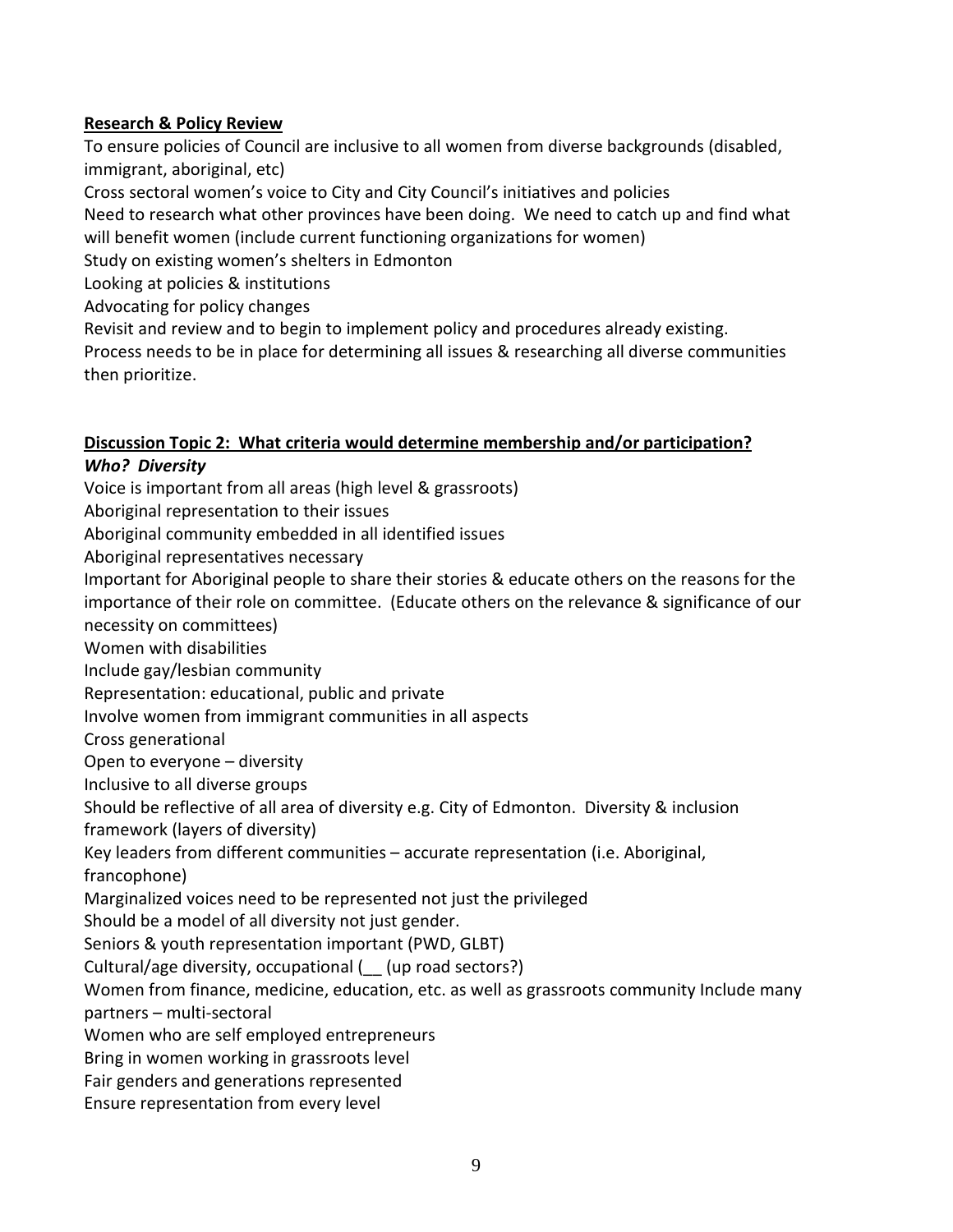**Research & Policy Review**

To ensure policies of Council are inclusive to all women from diverse backgrounds (disabled, immigrant, aboriginal, etc)

Cross sectoral women's voice to City and City Council's initiatives and policies

Need to research what other provinces have been doing. We need to catch up and find what will benefit women (include current functioning organizations for women)

Study on existing women's shelters in Edmonton

Looking at policies & institutions

Advocating for policy changes

Revisit and review and to begin to implement policy and procedures already existing.

Process needs to be in place for determining all issues & researching all diverse communities then prioritize.

**Discussion Topic 2: What criteria would determine membership and/or participation?**

***Who? Diversity***

Voice is important from all areas (high level & grassroots)

Aboriginal representation to their issues

Aboriginal community embedded in all identified issues

Aboriginal representatives necessary

Important for Aboriginal people to share their stories & educate others on the reasons for the importance of their role on committee. (Educate others on the relevance & significance of our necessity on committees)

Women with disabilities

Include gay/lesbian community

Representation: educational, public and private

Involve women from immigrant communities in all aspects

Cross generational

Open to everyone – diversity

Inclusive to all diverse groups

Should be reflective of all area of diversity e.g. City of Edmonton. Diversity & inclusion framework (layers of diversity)

Key leaders from different communities – accurate representation (i.e. Aboriginal, francophone)

Marginalized voices need to be represented not just the privileged

Should be a model of all diversity not just gender.

Seniors & youth representation important (PWD, GLBT)

Cultural/age diversity, occupational (__ (up road sectors?)

Women from finance, medicine, education, etc. as well as grassroots community Include many partners – multi-sectoral

Women who are self employed entrepreneurs

Bring in women working in grassroots level

Fair genders and generations represented

Ensure representation from every level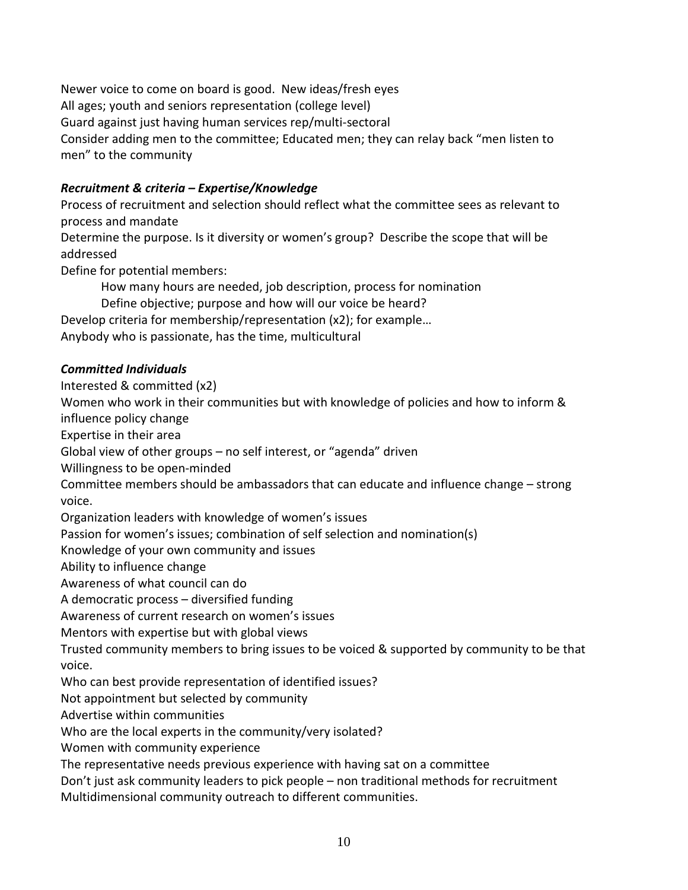Newer voice to come on board is good. New ideas/fresh eyes
All ages; youth and seniors representation (college level)
Guard against just having human services rep/multi-sectoral
Consider adding men to the committee; Educated men; they can relay back "men listen to men" to the community

### *Recruitment & criteria – Expertise/Knowledge*

Process of recruitment and selection should reflect what the committee sees as relevant to process and mandate
Determine the purpose. Is it diversity or women's group? Describe the scope that will be addressed
Define for potential members:

- How many hours are needed, job description, process for nomination
- Define objective; purpose and how will our voice be heard?

Develop criteria for membership/representation (x2); for example…
Anybody who is passionate, has the time, multicultural

### *Committed Individuals*

Interested & committed (x2)
Women who work in their communities but with knowledge of policies and how to inform & influence policy change
Expertise in their area
Global view of other groups – no self interest, or "agenda" driven
Willingness to be open-minded
Committee members should be ambassadors that can educate and influence change – strong voice.
Organization leaders with knowledge of women's issues
Passion for women's issues; combination of self selection and nomination(s)
Knowledge of your own community and issues
Ability to influence change
Awareness of what council can do
A democratic process – diversified funding
Awareness of current research on women's issues
Mentors with expertise but with global views
Trusted community members to bring issues to be voiced & supported by community to be that voice.
Who can best provide representation of identified issues?
Not appointment but selected by community
Advertise within communities
Who are the local experts in the community/very isolated?
Women with community experience
The representative needs previous experience with having sat on a committee
Don't just ask community leaders to pick people – non traditional methods for recruitment
Multidimensional community outreach to different communities.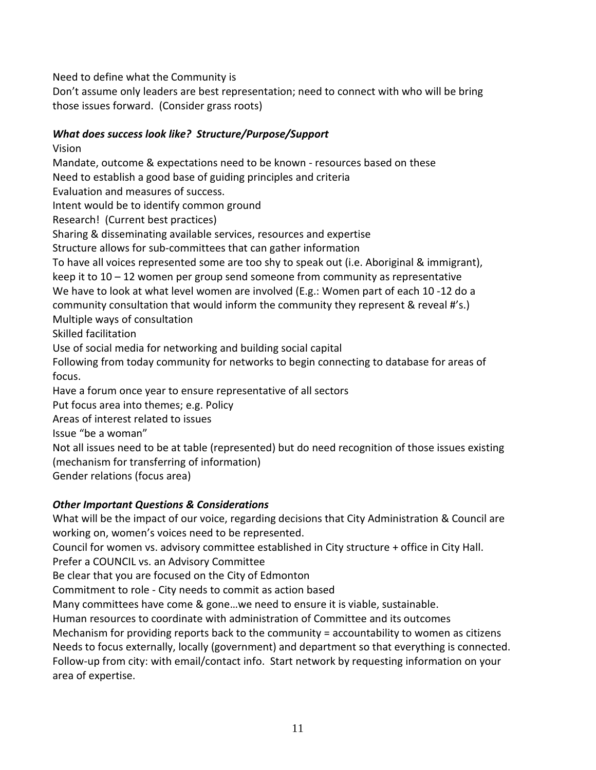Need to define what the Community is

Don't assume only leaders are best representation; need to connect with who will be bring those issues forward. (Consider grass roots)

### *What does success look like? Structure/Purpose/Support*

Vision

Mandate, outcome & expectations need to be known - resources based on these

Need to establish a good base of guiding principles and criteria

Evaluation and measures of success.

Intent would be to identify common ground

Research! (Current best practices)

Sharing & disseminating available services, resources and expertise

Structure allows for sub-committees that can gather information

To have all voices represented some are too shy to speak out (i.e. Aboriginal & immigrant), keep it to 10 – 12 women per group send someone from community as representative

We have to look at what level women are involved (E.g.: Women part of each 10 -12 do a community consultation that would inform the community they represent & reveal #'s.)

Multiple ways of consultation

Skilled facilitation

Use of social media for networking and building social capital

Following from today community for networks to begin connecting to database for areas of focus.

Have a forum once year to ensure representative of all sectors

Put focus area into themes; e.g. Policy

Areas of interest related to issues

Issue "be a woman"

Not all issues need to be at table (represented) but do need recognition of those issues existing (mechanism for transferring of information)

Gender relations (focus area)

### *Other Important Questions & Considerations*

What will be the impact of our voice, regarding decisions that City Administration & Council are working on, women's voices need to be represented.

Council for women vs. advisory committee established in City structure + office in City Hall.

Prefer a COUNCIL vs. an Advisory Committee

Be clear that you are focused on the City of Edmonton

Commitment to role - City needs to commit as action based

Many committees have come & gone…we need to ensure it is viable, sustainable.

Human resources to coordinate with administration of Committee and its outcomes

Mechanism for providing reports back to the community = accountability to women as citizens

Needs to focus externally, locally (government) and department so that everything is connected.

Follow-up from city: with email/contact info. Start network by requesting information on your area of expertise.